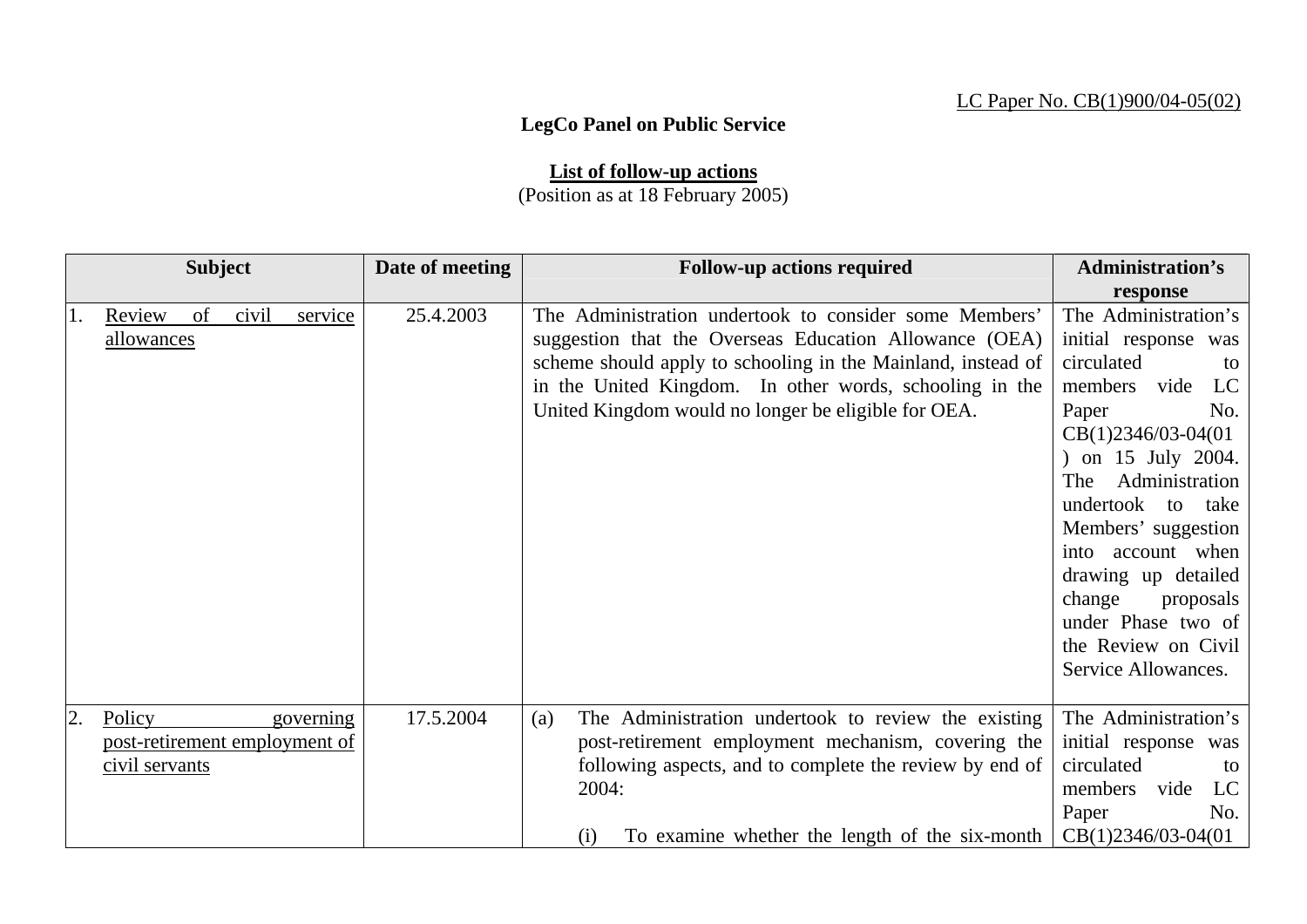LC Paper No. CB(1)900/04-05(02)

**LegCo Panel on Public Service**

**List of follow-up actions**
(Position as at 18 February 2005)

| Subject | Date of meeting | Follow-up actions required | Administration's response |
|---|---|---|---|
| 1. Review of civil service allowances | 25.4.2003 | The Administration undertook to consider some Members' suggestion that the Overseas Education Allowance (OEA) scheme should apply to schooling in the Mainland, instead of in the United Kingdom. In other words, schooling in the United Kingdom would no longer be eligible for OEA. | The Administration's initial response was circulated to members vide LC Paper No. CB(1)2346/03-04(01) on 15 July 2004. The Administration undertook to take Members' suggestion into account when drawing up detailed change proposals under Phase two of the Review on Civil Service Allowances. |
| 2. Policy governing post-retirement employment of civil servants | 17.5.2004 | (a) The Administration undertook to review the existing post-retirement employment mechanism, covering the following aspects, and to complete the review by end of 2004:<br><br>(i) To examine whether the length of the six-month | The Administration's initial response was circulated to members vide LC Paper No. CB(1)2346/03-04(01 |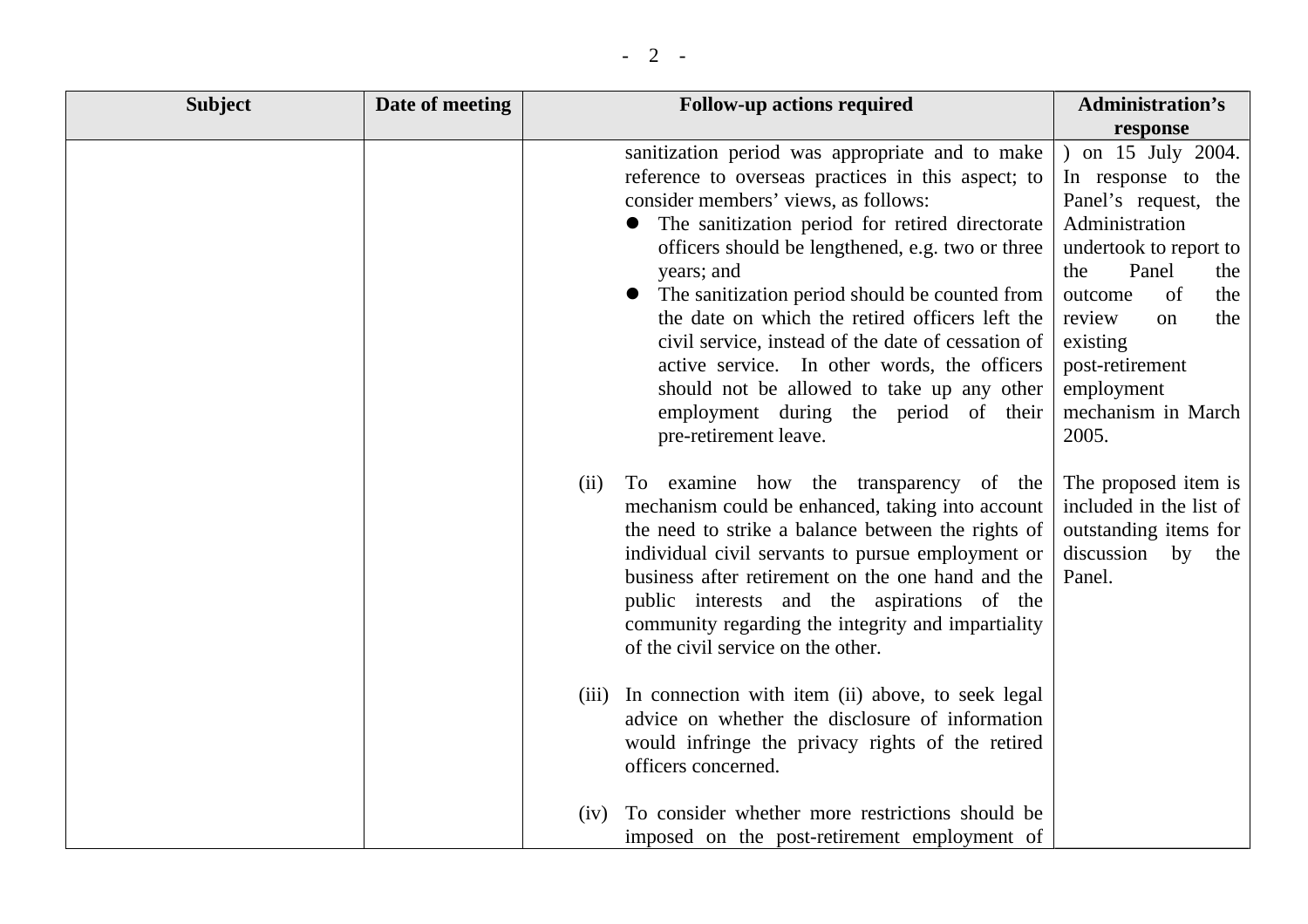| Subject | Date of meeting | Follow-up actions required | Administration's response |
|---|---|---|---|
| | | sanitization period was appropriate and to make reference to overseas practices in this aspect; to consider members' views, as follows:<br>● The sanitization period for retired directorate officers should be lengthened, e.g. two or three years; and<br>● The sanitization period should be counted from the date on which the retired officers left the civil service, instead of the date of cessation of active service. In other words, the officers should not be allowed to take up any other employment during the period of their pre-retirement leave. | ) on 15 July 2004. In response to the Panel's request, the Administration undertook to report to the Panel the outcome of the review on the existing post-retirement employment mechanism in March 2005. |
| | | (ii) To examine how the transparency of the mechanism could be enhanced, taking into account the need to strike a balance between the rights of individual civil servants to pursue employment or business after retirement on the one hand and the public interests and the aspirations of the community regarding the integrity and impartiality of the civil service on the other. | The proposed item is included in the list of outstanding items for discussion by the Panel. |
| | | (iii) In connection with item (ii) above, to seek legal advice on whether the disclosure of information would infringe the privacy rights of the retired officers concerned. | |
| | | (iv) To consider whether more restrictions should be imposed on the post-retirement employment of | |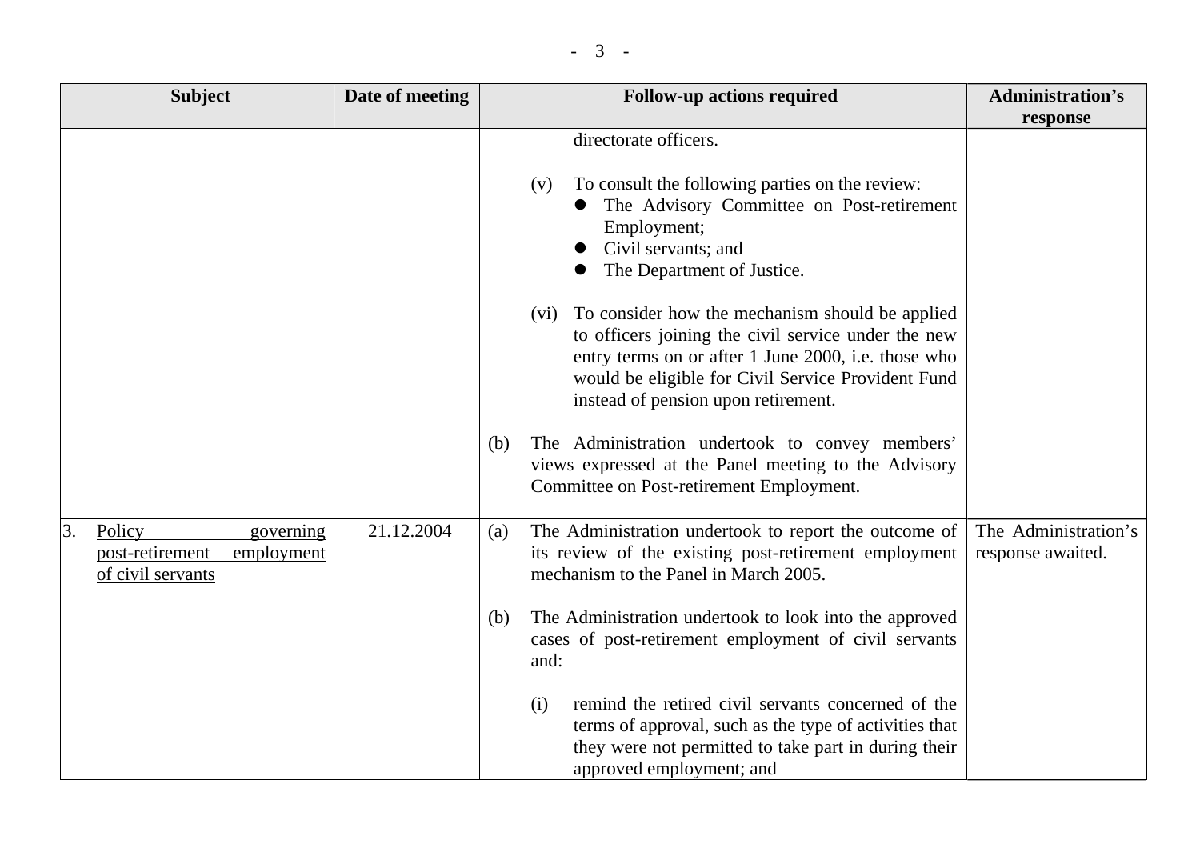| Subject | Date of meeting | Follow-up actions required | Administration's response |
|---|---|---|---|
| | | directorate officers.<br><br>(v) To consult the following parties on the review:<br>● The Advisory Committee on Post-retirement Employment;<br>● Civil servants; and<br>● The Department of Justice.<br><br>(vi) To consider how the mechanism should be applied to officers joining the civil service under the new entry terms on or after 1 June 2000, i.e. those who would be eligible for Civil Service Provident Fund instead of pension upon retirement.<br><br>(b) The Administration undertook to convey members' views expressed at the Panel meeting to the Advisory Committee on Post-retirement Employment. | |
| 3. Policy governing post-retirement employment of civil servants | 21.12.2004 | (a) The Administration undertook to report the outcome of its review of the existing post-retirement employment mechanism to the Panel in March 2005.<br><br>(b) The Administration undertook to look into the approved cases of post-retirement employment of civil servants and:<br><br>(i) remind the retired civil servants concerned of the terms of approval, such as the type of activities that they were not permitted to take part in during their approved employment; and | The Administration's response awaited. |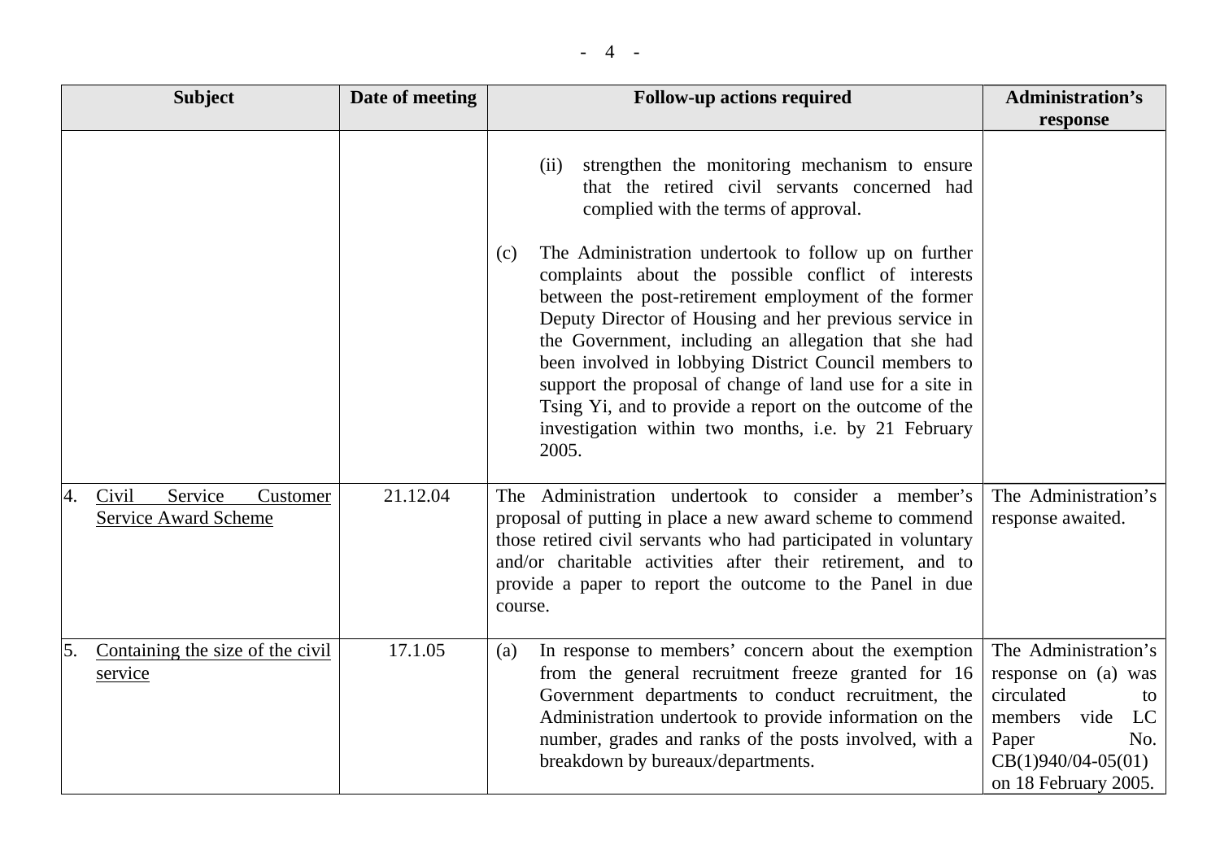| Subject | Date of meeting | Follow-up actions required | Administration's response |
|---|---|---|---|
| | | (ii) strengthen the monitoring mechanism to ensure that the retired civil servants concerned had complied with the terms of approval.<br><br>(c) The Administration undertook to follow up on further complaints about the possible conflict of interests between the post-retirement employment of the former Deputy Director of Housing and her previous service in the Government, including an allegation that she had been involved in lobbying District Council members to support the proposal of change of land use for a site in Tsing Yi, and to provide a report on the outcome of the investigation within two months, i.e. by 21 February 2005. | |
| 4. Civil Service Customer Service Award Scheme | 21.12.04 | The Administration undertook to consider a member's proposal of putting in place a new award scheme to commend those retired civil servants who had participated in voluntary and/or charitable activities after their retirement, and to provide a paper to report the outcome to the Panel in due course. | The Administration's response awaited. |
| 5. Containing the size of the civil service | 17.1.05 | (a) In response to members' concern about the exemption from the general recruitment freeze granted for 16 Government departments to conduct recruitment, the Administration undertook to provide information on the number, grades and ranks of the posts involved, with a breakdown by bureaux/departments. | The Administration's response on (a) was circulated to members vide LC Paper No. CB(1)940/04-05(01) on 18 February 2005. |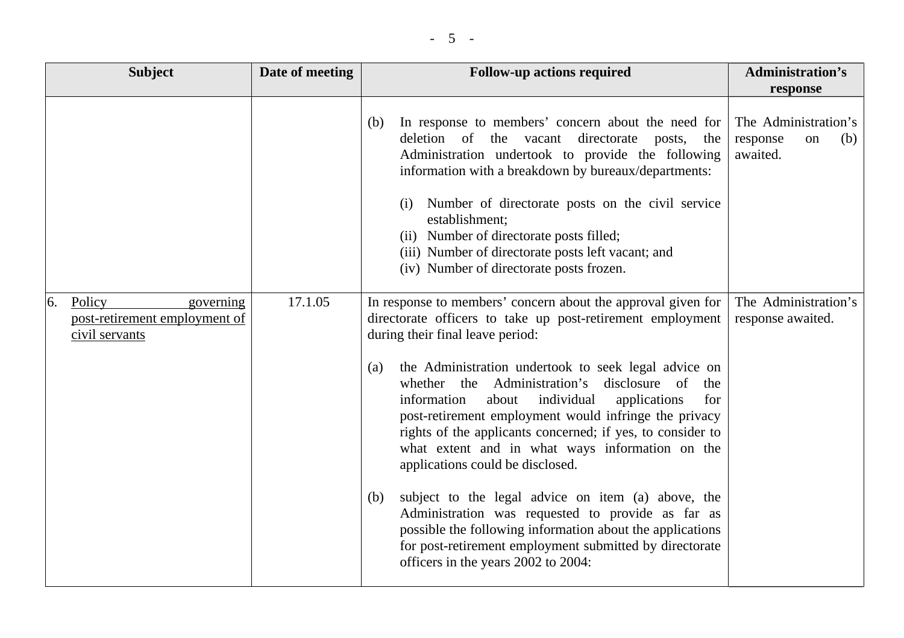| Subject | Date of meeting | Follow-up actions required | Administration's response |
|---|---|---|---|
| | | (b) In response to members' concern about the need for deletion of the vacant directorate posts, the Administration undertook to provide the following information with a breakdown by bureaux/departments:<br><br>(i) Number of directorate posts on the civil service establishment;<br>(ii) Number of directorate posts filled;<br>(iii) Number of directorate posts left vacant; and<br>(iv) Number of directorate posts frozen. | The Administration's response on (b) awaited. |
| 6. Policy governing post-retirement employment of civil servants | 17.1.05 | In response to members' concern about the approval given for directorate officers to take up post-retirement employment during their final leave period:<br><br>(a) the Administration undertook to seek legal advice on whether the Administration's disclosure of the information about individual applications for post-retirement employment would infringe the privacy rights of the applicants concerned; if yes, to consider to what extent and in what ways information on the applications could be disclosed.<br><br>(b) subject to the legal advice on item (a) above, the Administration was requested to provide as far as possible the following information about the applications for post-retirement employment submitted by directorate officers in the years 2002 to 2004: | The Administration's response awaited. |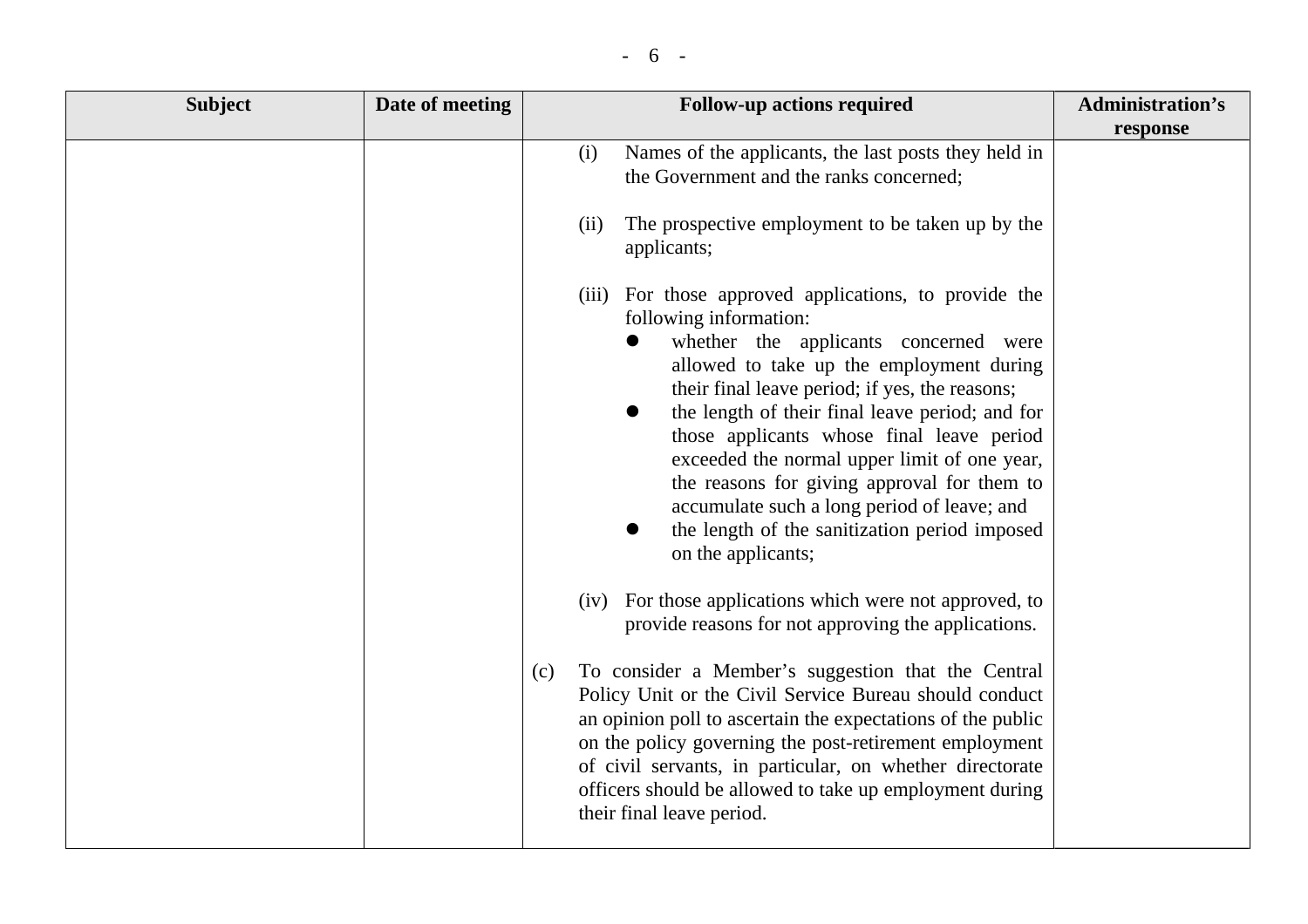| Subject | Date of meeting | Follow-up actions required | Administration's response |
|---|---|---|---|
| | | (i) Names of the applicants, the last posts they held in the Government and the ranks concerned;<br><br>(ii) The prospective employment to be taken up by the applicants;<br><br>(iii) For those approved applications, to provide the following information:<br>● whether the applicants concerned were allowed to take up the employment during their final leave period; if yes, the reasons;<br>● the length of their final leave period; and for those applicants whose final leave period exceeded the normal upper limit of one year, the reasons for giving approval for them to accumulate such a long period of leave; and<br>● the length of the sanitization period imposed on the applicants;<br><br>(iv) For those applications which were not approved, to provide reasons for not approving the applications.<br><br>(c) To consider a Member's suggestion that the Central Policy Unit or the Civil Service Bureau should conduct an opinion poll to ascertain the expectations of the public on the policy governing the post-retirement employment of civil servants, in particular, on whether directorate officers should be allowed to take up employment during their final leave period. | |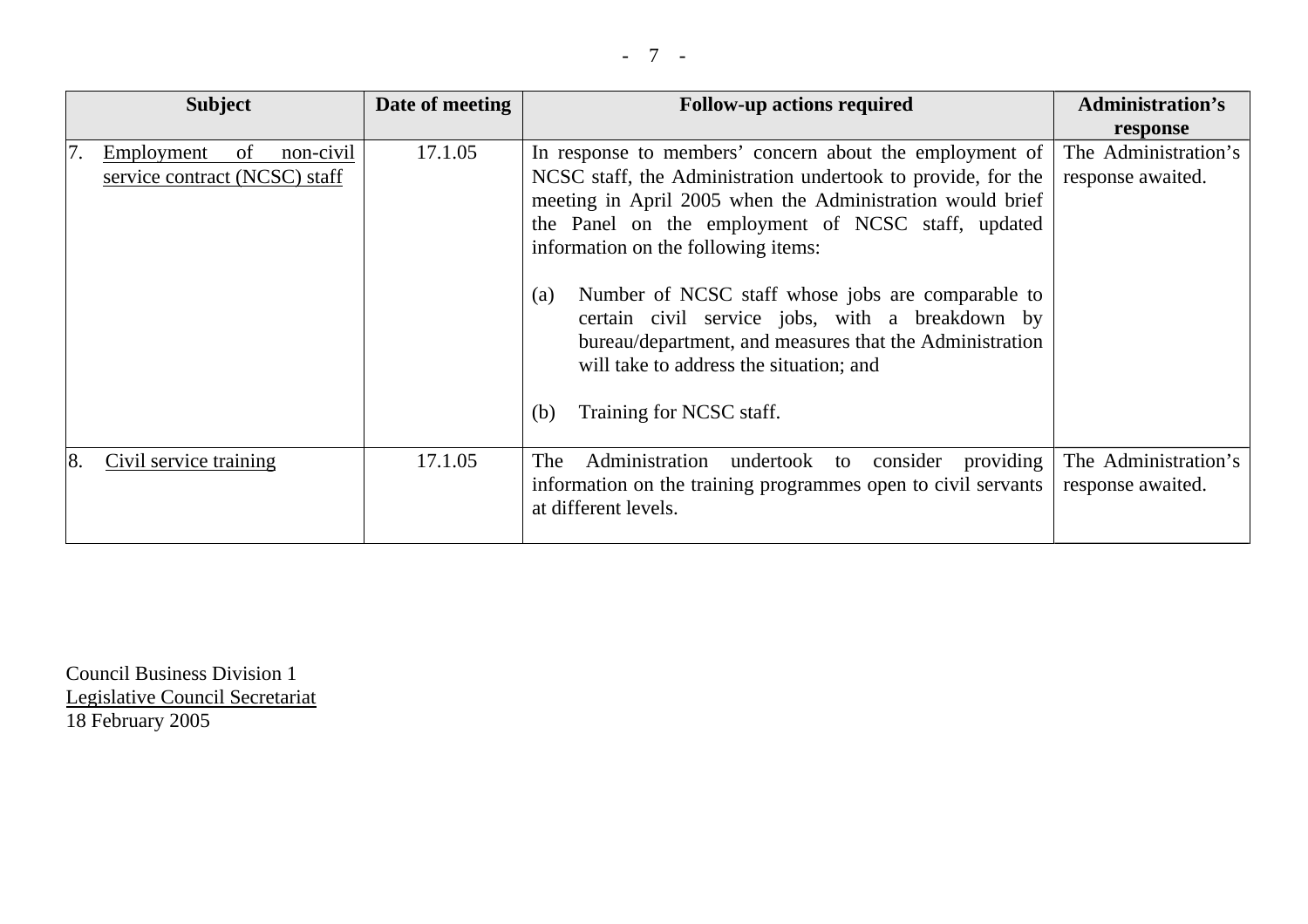| Subject | Date of meeting | Follow-up actions required | Administration's response |
|---|---|---|---|
| 7. Employment of non-civil service contract (NCSC) staff | 17.1.05 | In response to members' concern about the employment of NCSC staff, the Administration undertook to provide, for the meeting in April 2005 when the Administration would brief the Panel on the employment of NCSC staff, updated information on the following items:<br><br>(a) Number of NCSC staff whose jobs are comparable to certain civil service jobs, with a breakdown by bureau/department, and measures that the Administration will take to address the situation; and<br><br>(b) Training for NCSC staff. | The Administration's response awaited. |
| 8. Civil service training | 17.1.05 | The Administration undertook to consider providing information on the training programmes open to civil servants at different levels. | The Administration's response awaited. |

Council Business Division 1
Legislative Council Secretariat
18 February 2005